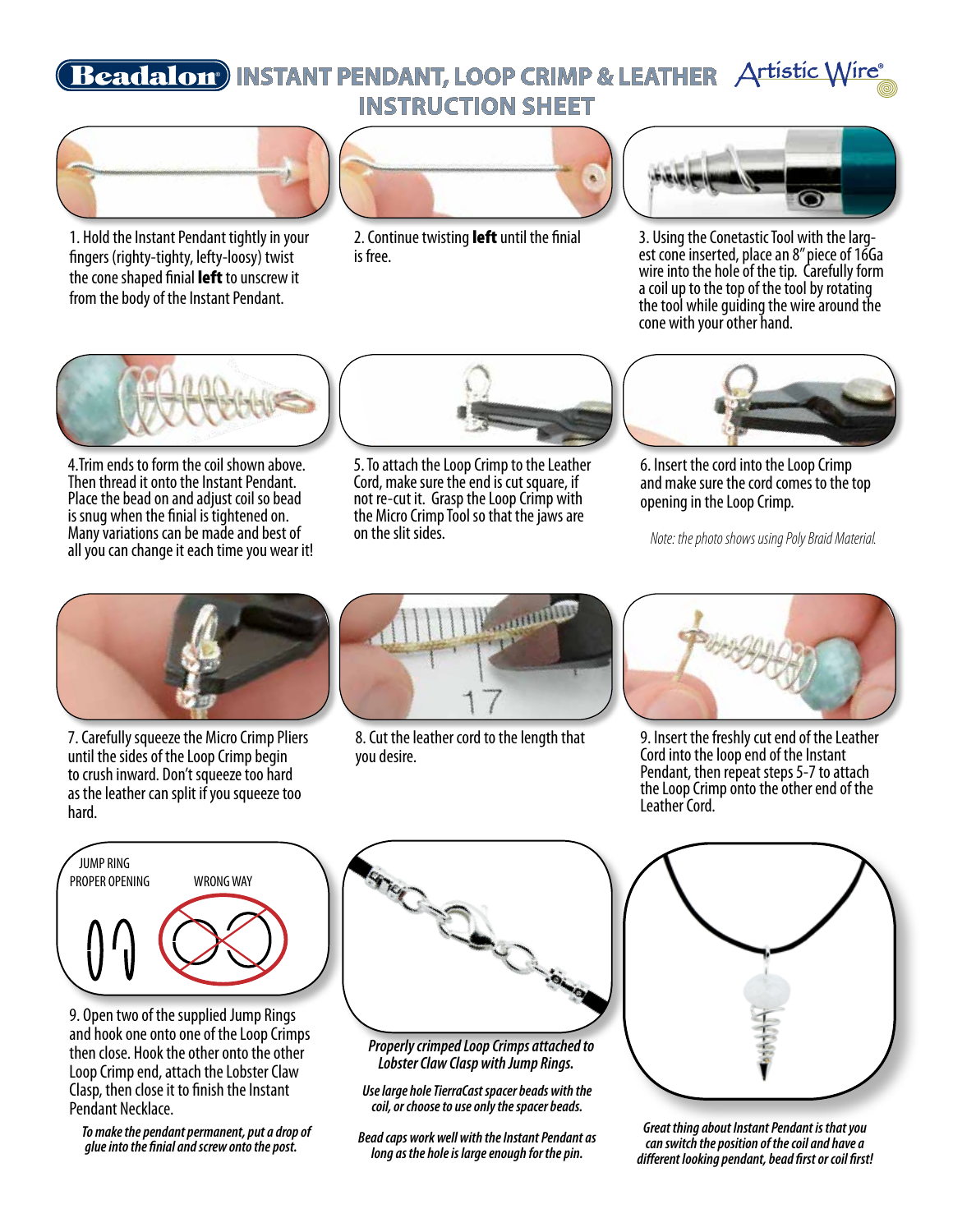# Beadalon® INSTANT PENDANT, LOOP CRIMP & LEATHER INSTRUCTION SHEET

Artistic Wire®

1. Hold the Instant Pendant tightly in your fingers (righty-tighty, lefty-loosy) twist the cone shaped finial **left** to unscrew it from the body of the Instant Pendant.

2. Continue twisting **left** until the finial is free.

3. Using the Conetastic Tool with the largest cone inserted, place an 8" piece of 16Ga wire into the hole of the tip. Carefully form a coil up to the top of the tool by rotating the tool while guiding the wire around the cone with your other hand.

4. Trim ends to form the coil shown above. Then thread it onto the Instant Pendant. Place the bead on and adjust coil so bead is snug when the finial is tightened on. Many variations can be made and best of all you can change it each time you wear it!

5. To attach the Loop Crimp to the Leather Cord, make sure the end is cut square, if not re-cut it. Grasp the Loop Crimp with the Micro Crimp Tool so that the jaws are on the slit sides.

6. Insert the cord into the Loop Crimp and make sure the cord comes to the top opening in the Loop Crimp.

*Note: the photo shows using Poly Braid Material.*

7. Carefully squeeze the Micro Crimp Pliers until the sides of the Loop Crimp begin to crush inward. Don't squeeze too hard as the leather can split if you squeeze too hard.

8. Cut the leather cord to the length that you desire.

9. Insert the freshly cut end of the Leather Cord into the loop end of the Instant Pendant, then repeat steps 5-7 to attach the Loop Crimp onto the other end of the Leather Cord.

JUMP RING PROPER OPENING — WRONG WAY

9. Open two of the supplied Jump Rings and hook one onto one of the Loop Crimps then close. Hook the other onto the other Loop Crimp end, attach the Lobster Claw Clasp, then close it to finish the Instant Pendant Necklace.

*To make the pendant permanent, put a drop of glue into the finial and screw onto the post.*

***Properly crimped Loop Crimps attached to Lobster Claw Clasp with Jump Rings.***

*Use large hole TierraCast spacer beads with the coil, or choose to use only the spacer beads.*

*Bead caps work well with the Instant Pendant as long as the hole is large enough for the pin.*

***Great thing about Instant Pendant is that you can switch the position of the coil and have a different looking pendant, bead first or coil first!***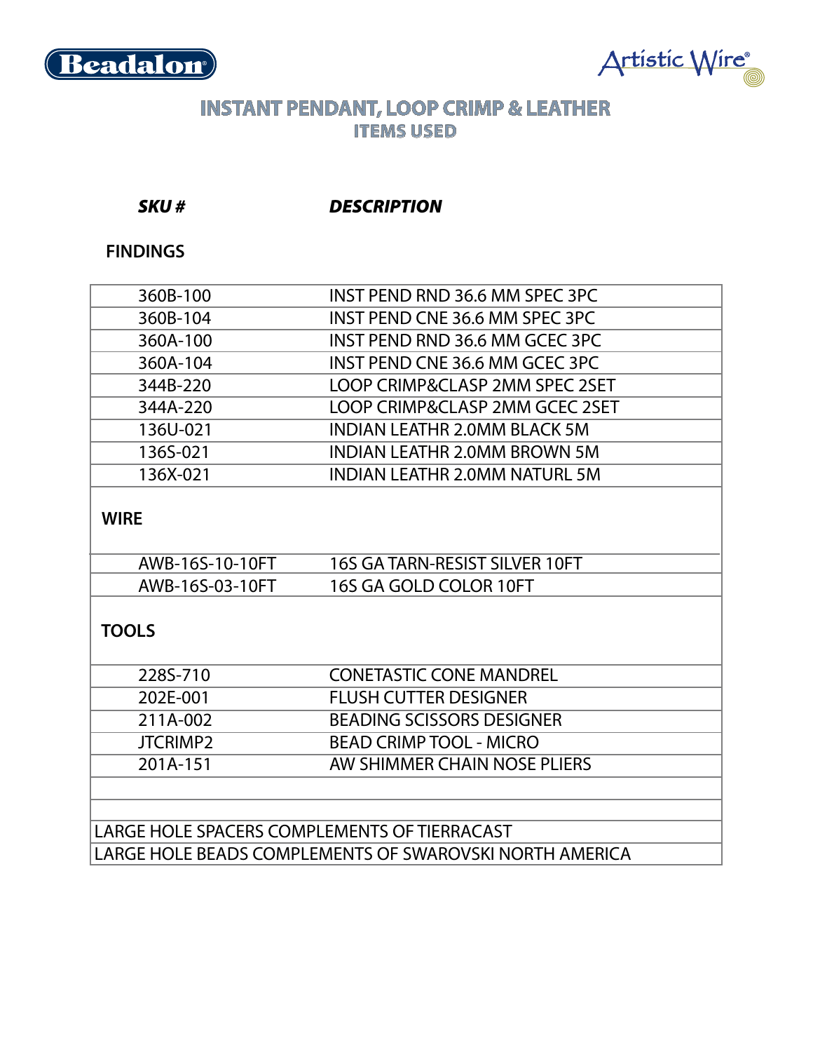Beadalon

Artistic Wire

# INSTANT PENDANT, LOOP CRIMP & LEATHER

## ITEMS USED

| *SKU #* | *DESCRIPTION* |
|---|---|
| **FINDINGS** | |
| 360B-100 | INST PEND RND 36.6 MM SPEC 3PC |
| 360B-104 | INST PEND CNE 36.6 MM SPEC 3PC |
| 360A-100 | INST PEND RND 36.6 MM GCEC 3PC |
| 360A-104 | INST PEND CNE 36.6 MM GCEC 3PC |
| 344B-220 | LOOP CRIMP&CLASP 2MM SPEC 2SET |
| 344A-220 | LOOP CRIMP&CLASP 2MM GCEC 2SET |
| 136U-021 | INDIAN LEATHR 2.0MM BLACK 5M |
| 136S-021 | INDIAN LEATHR 2.0MM BROWN 5M |
| 136X-021 | INDIAN LEATHR 2.0MM NATURL 5M |
| **WIRE** | |
| AWB-16S-10-10FT | 16S GA TARN-RESIST SILVER 10FT |
| AWB-16S-03-10FT | 16S GA GOLD COLOR 10FT |
| **TOOLS** | |
| 228S-710 | CONETASTIC CONE MANDREL |
| 202E-001 | FLUSH CUTTER DESIGNER |
| 211A-002 | BEADING SCISSORS DESIGNER |
| JTCRIMP2 | BEAD CRIMP TOOL - MICRO |
| 201A-151 | AW SHIMMER CHAIN NOSE PLIERS |
| | |
| | |
| LARGE HOLE SPACERS COMPLEMENTS OF TIERRACAST | |
| LARGE HOLE BEADS COMPLEMENTS OF SWAROVSKI NORTH AMERICA | |